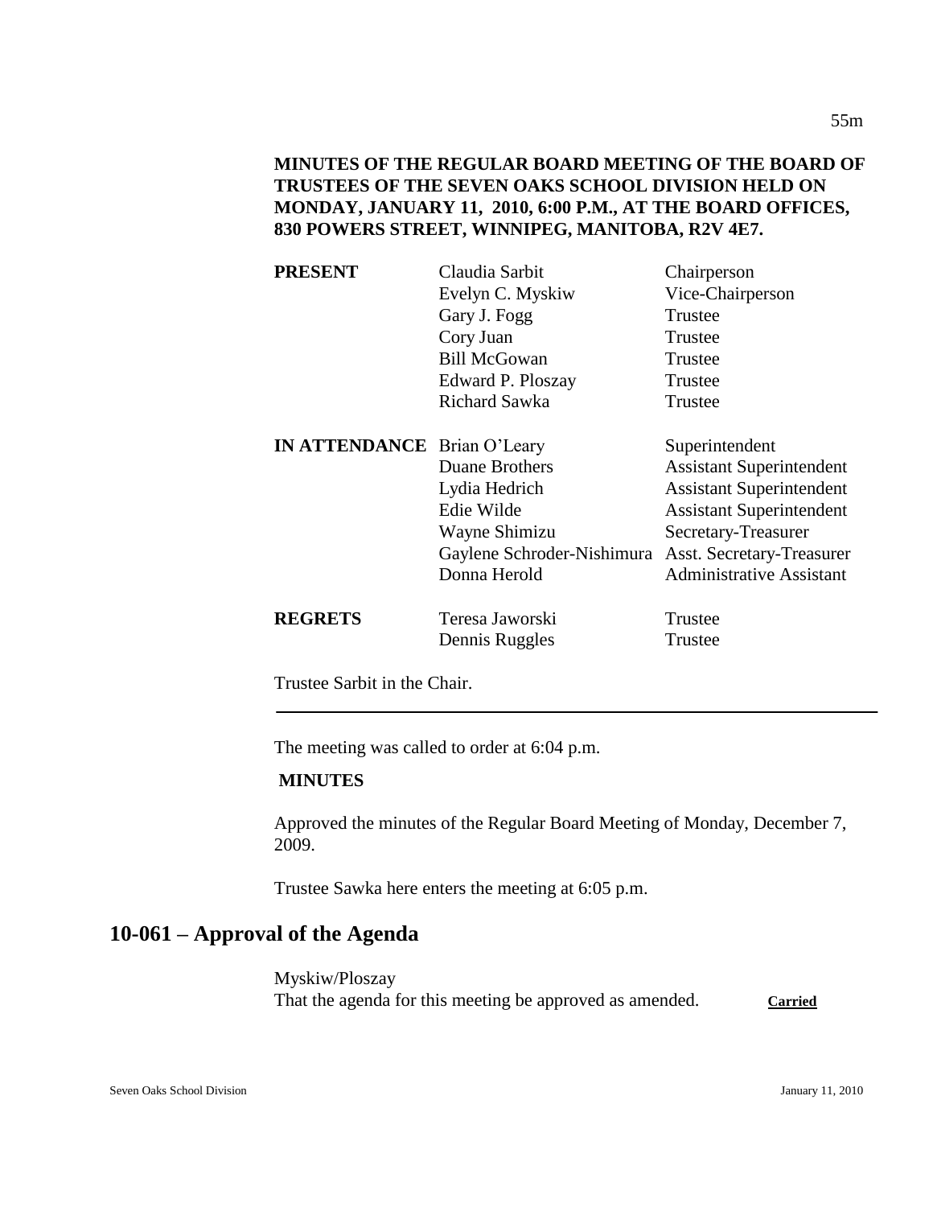**MINUTES OF THE REGULAR BOARD MEETING OF THE BOARD OF TRUSTEES OF THE SEVEN OAKS SCHOOL DIVISION HELD ON MONDAY, JANUARY 11, 2010, 6:00 P.M., AT THE BOARD OFFICES, 830 POWERS STREET, WINNIPEG, MANITOBA, R2V 4E7.**

| | | |
|---|---|---|
| **PRESENT** | Claudia Sarbit | Chairperson |
| | Evelyn C. Myskiw | Vice-Chairperson |
| | Gary J. Fogg | Trustee |
| | Cory Juan | Trustee |
| | Bill McGowan | Trustee |
| | Edward P. Ploszay | Trustee |
| | Richard Sawka | Trustee |
| **IN ATTENDANCE** | Brian O'Leary | Superintendent |
| | Duane Brothers | Assistant Superintendent |
| | Lydia Hedrich | Assistant Superintendent |
| | Edie Wilde | Assistant Superintendent |
| | Wayne Shimizu | Secretary-Treasurer |
| | Gaylene Schroder-Nishimura | Asst. Secretary-Treasurer |
| | Donna Herold | Administrative Assistant |
| **REGRETS** | Teresa Jaworski | Trustee |
| | Dennis Ruggles | Trustee |

Trustee Sarbit in the Chair.

---

The meeting was called to order at 6:04 p.m.

**MINUTES**

Approved the minutes of the Regular Board Meeting of Monday, December 7, 2009.

Trustee Sawka here enters the meeting at 6:05 p.m.

## 10-061 – Approval of the Agenda

Myskiw/Ploszay
That the agenda for this meeting be approved as amended. **Carried**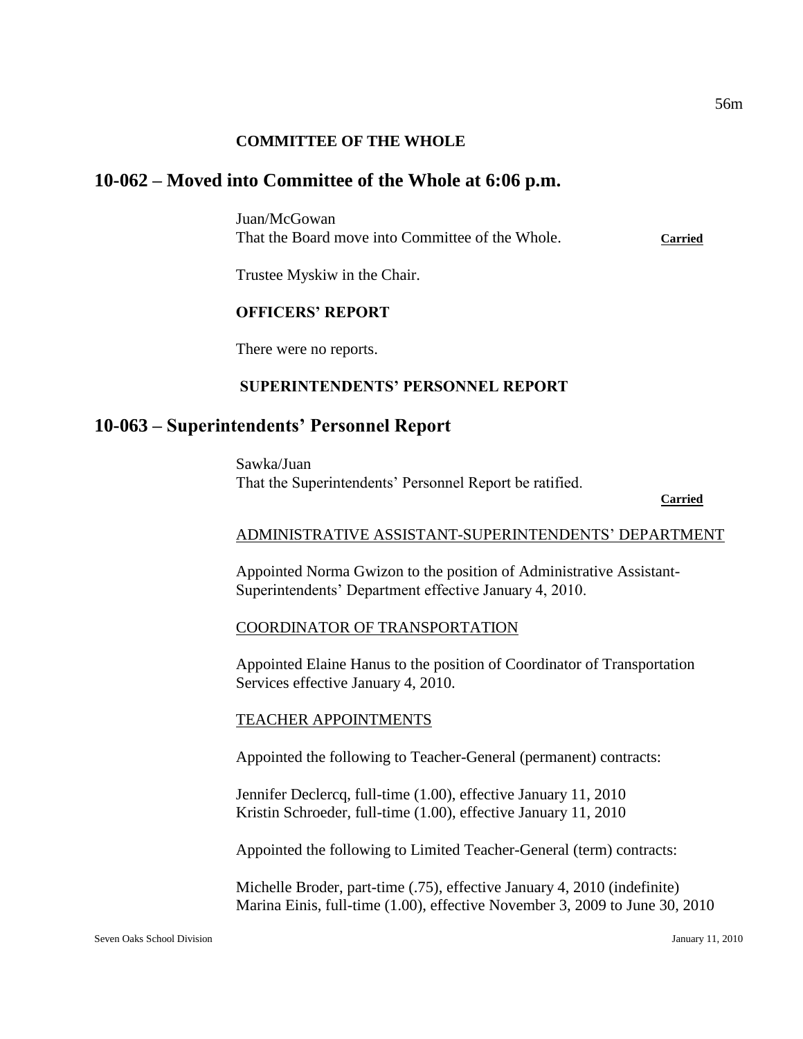**COMMITTEE OF THE WHOLE**

## 10-062 – Moved into Committee of the Whole at 6:06 p.m.

Juan/McGowan
That the Board move into Committee of the Whole. **Carried**

Trustee Myskiw in the Chair.

**OFFICERS' REPORT**

There were no reports.

**SUPERINTENDENTS' PERSONNEL REPORT**

## 10-063 – Superintendents' Personnel Report

Sawka/Juan
That the Superintendents' Personnel Report be ratified.

**Carried**

ADMINISTRATIVE ASSISTANT-SUPERINTENDENTS' DEPARTMENT

Appointed Norma Gwizon to the position of Administrative Assistant-Superintendents' Department effective January 4, 2010.

COORDINATOR OF TRANSPORTATION

Appointed Elaine Hanus to the position of Coordinator of Transportation Services effective January 4, 2010.

TEACHER APPOINTMENTS

Appointed the following to Teacher-General (permanent) contracts:

Jennifer Declercq, full-time (1.00), effective January 11, 2010
Kristin Schroeder, full-time (1.00), effective January 11, 2010

Appointed the following to Limited Teacher-General (term) contracts:

Michelle Broder, part-time (.75), effective January 4, 2010 (indefinite)
Marina Einis, full-time (1.00), effective November 3, 2009 to June 30, 2010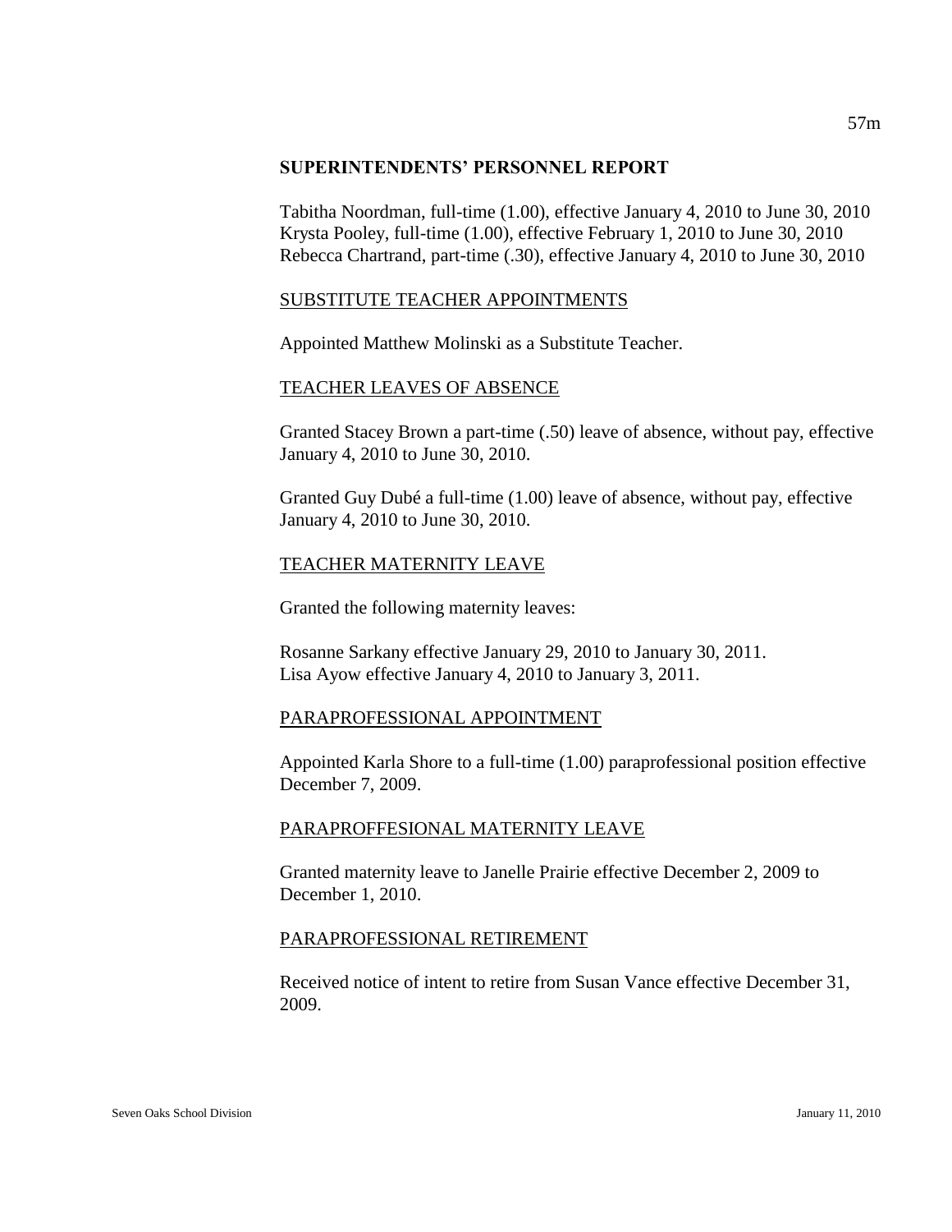## SUPERINTENDENTS' PERSONNEL REPORT

Tabitha Noordman, full-time (1.00), effective January 4, 2010 to June 30, 2010
Krysta Pooley, full-time (1.00), effective February 1, 2010 to June 30, 2010
Rebecca Chartrand, part-time (.30), effective January 4, 2010 to June 30, 2010

### SUBSTITUTE TEACHER APPOINTMENTS

Appointed Matthew Molinski as a Substitute Teacher.

### TEACHER LEAVES OF ABSENCE

Granted Stacey Brown a part-time (.50) leave of absence, without pay, effective January 4, 2010 to June 30, 2010.

Granted Guy Dubé a full-time (1.00) leave of absence, without pay, effective January 4, 2010 to June 30, 2010.

### TEACHER MATERNITY LEAVE

Granted the following maternity leaves:

Rosanne Sarkany effective January 29, 2010 to January 30, 2011.
Lisa Ayow effective January 4, 2010 to January 3, 2011.

### PARAPROFESSIONAL APPOINTMENT

Appointed Karla Shore to a full-time (1.00) paraprofessional position effective December 7, 2009.

### PARAPROFFESIONAL MATERNITY LEAVE

Granted maternity leave to Janelle Prairie effective December 2, 2009 to December 1, 2010.

### PARAPROFESSIONAL RETIREMENT

Received notice of intent to retire from Susan Vance effective December 31, 2009.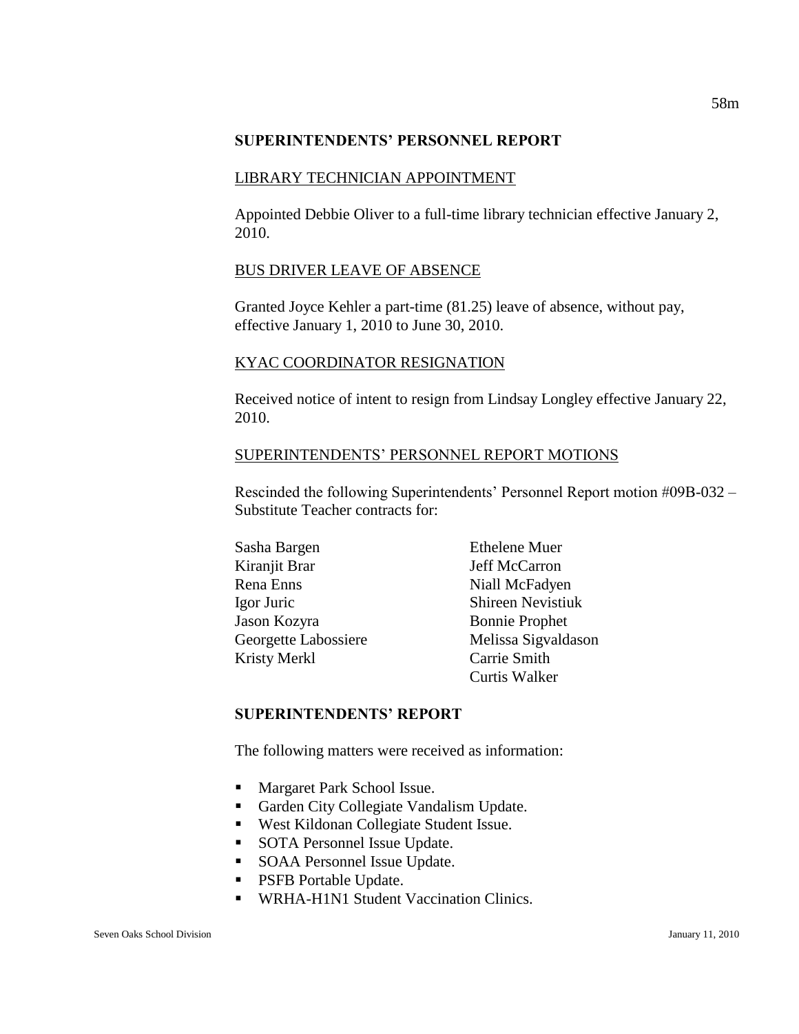## SUPERINTENDENTS' PERSONNEL REPORT

LIBRARY TECHNICIAN APPOINTMENT

Appointed Debbie Oliver to a full-time library technician effective January 2, 2010.

BUS DRIVER LEAVE OF ABSENCE

Granted Joyce Kehler a part-time (81.25) leave of absence, without pay, effective January 1, 2010 to June 30, 2010.

KYAC COORDINATOR RESIGNATION

Received notice of intent to resign from Lindsay Longley effective January 22, 2010.

SUPERINTENDENTS' PERSONNEL REPORT MOTIONS

Rescinded the following Superintendents' Personnel Report motion #09B-032 – Substitute Teacher contracts for:

Sasha Bargen
Kiranjit Brar
Rena Enns
Igor Juric
Jason Kozyra
Georgette Labossiere
Kristy Merkl
Ethelene Muer
Jeff McCarron
Niall McFadyen
Shireen Nevistiuk
Bonnie Prophet
Melissa Sigvaldason
Carrie Smith
Curtis Walker

## SUPERINTENDENTS' REPORT

The following matters were received as information:

- Margaret Park School Issue.
- Garden City Collegiate Vandalism Update.
- West Kildonan Collegiate Student Issue.
- SOTA Personnel Issue Update.
- SOAA Personnel Issue Update.
- PSFB Portable Update.
- WRHA-H1N1 Student Vaccination Clinics.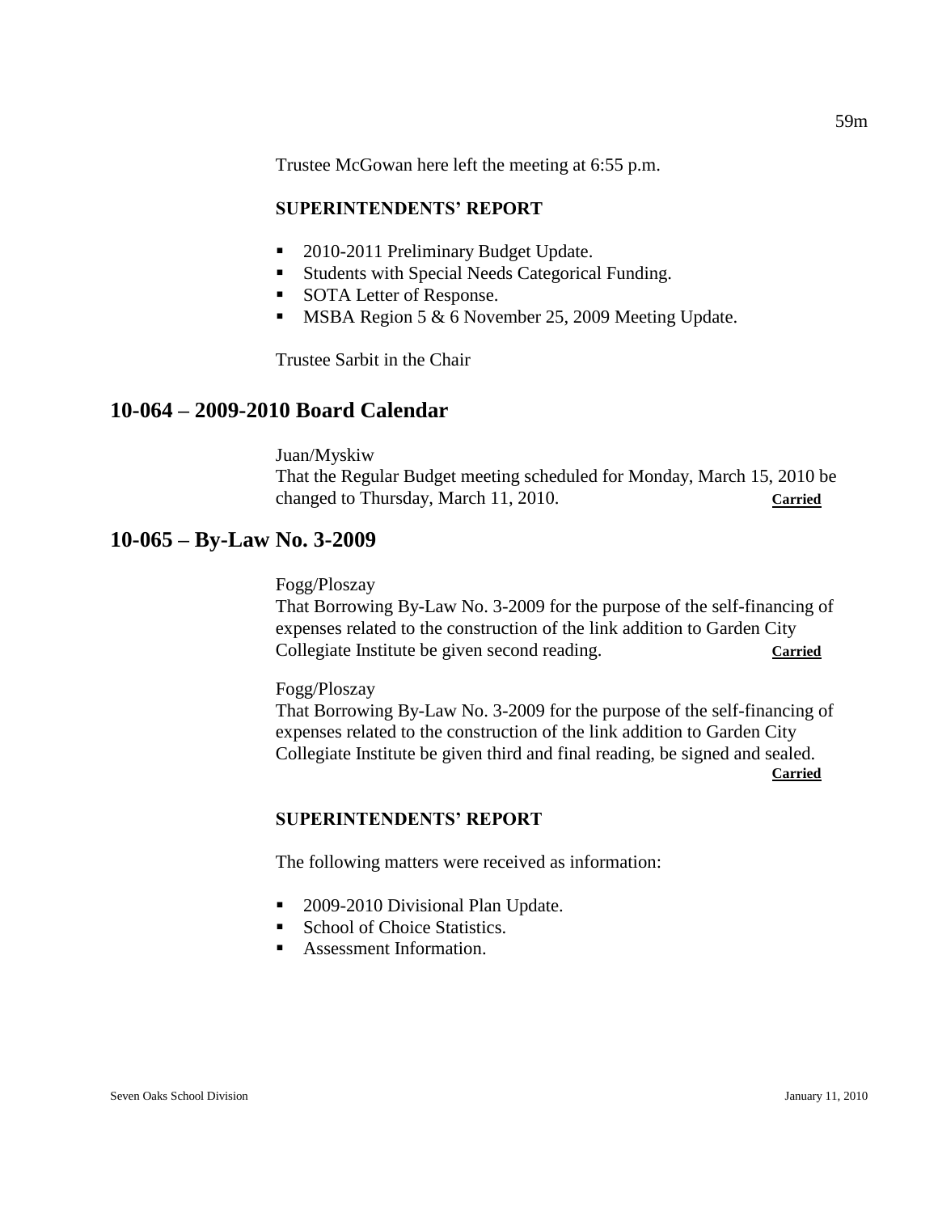Trustee McGowan here left the meeting at 6:55 p.m.

**SUPERINTENDENTS' REPORT**

- 2010-2011 Preliminary Budget Update.
- Students with Special Needs Categorical Funding.
- SOTA Letter of Response.
- MSBA Region 5 & 6 November 25, 2009 Meeting Update.

Trustee Sarbit in the Chair

## 10-064 – 2009-2010 Board Calendar

Juan/Myskiw
That the Regular Budget meeting scheduled for Monday, March 15, 2010 be changed to Thursday, March 11, 2010. **Carried**

## 10-065 – By-Law No. 3-2009

Fogg/Ploszay
That Borrowing By-Law No. 3-2009 for the purpose of the self-financing of expenses related to the construction of the link addition to Garden City Collegiate Institute be given second reading. **Carried**

Fogg/Ploszay
That Borrowing By-Law No. 3-2009 for the purpose of the self-financing of expenses related to the construction of the link addition to Garden City Collegiate Institute be given third and final reading, be signed and sealed. **Carried**

**SUPERINTENDENTS' REPORT**

The following matters were received as information:

- 2009-2010 Divisional Plan Update.
- School of Choice Statistics.
- Assessment Information.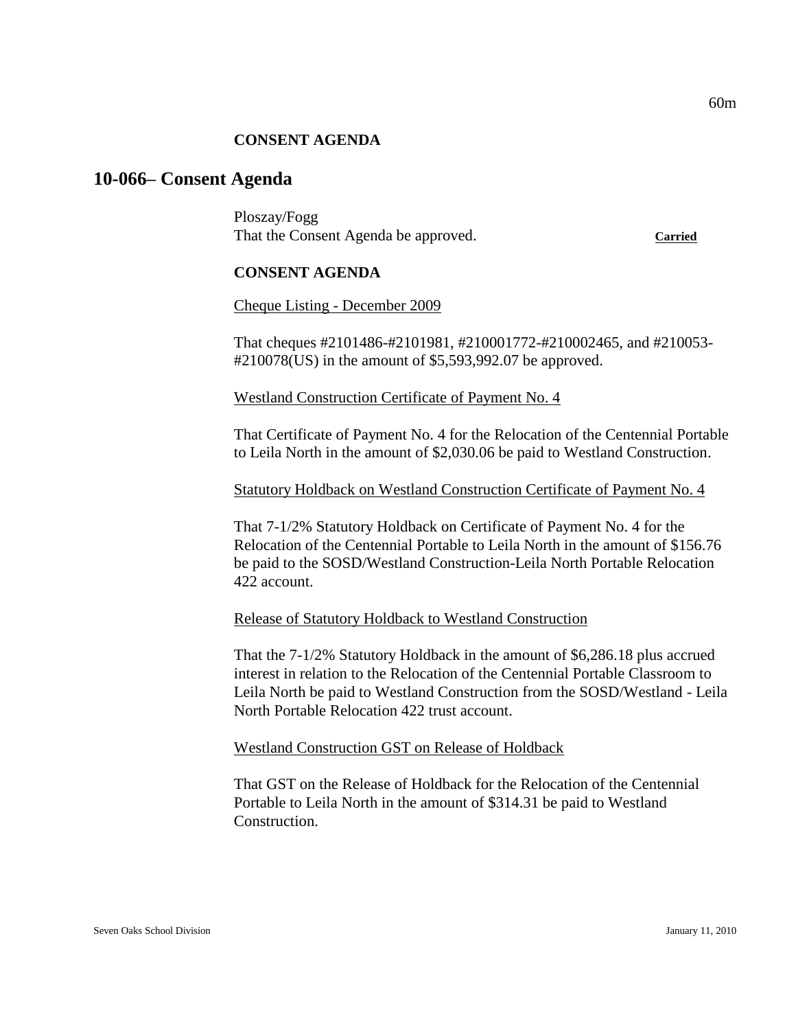**CONSENT AGENDA**

## 10-066– Consent Agenda

Ploszay/Fogg
That the Consent Agenda be approved. **Carried**

**CONSENT AGENDA**

Cheque Listing - December 2009

That cheques #2101486-#2101981, #210001772-#210002465, and #210053-#210078(US) in the amount of $5,593,992.07 be approved.

Westland Construction Certificate of Payment No. 4

That Certificate of Payment No. 4 for the Relocation of the Centennial Portable to Leila North in the amount of $2,030.06 be paid to Westland Construction.

Statutory Holdback on Westland Construction Certificate of Payment No. 4

That 7-1/2% Statutory Holdback on Certificate of Payment No. 4 for the Relocation of the Centennial Portable to Leila North in the amount of $156.76 be paid to the SOSD/Westland Construction-Leila North Portable Relocation 422 account.

Release of Statutory Holdback to Westland Construction

That the 7-1/2% Statutory Holdback in the amount of $6,286.18 plus accrued interest in relation to the Relocation of the Centennial Portable Classroom to Leila North be paid to Westland Construction from the SOSD/Westland - Leila North Portable Relocation 422 trust account.

Westland Construction GST on Release of Holdback

That GST on the Release of Holdback for the Relocation of the Centennial Portable to Leila North in the amount of $314.31 be paid to Westland Construction.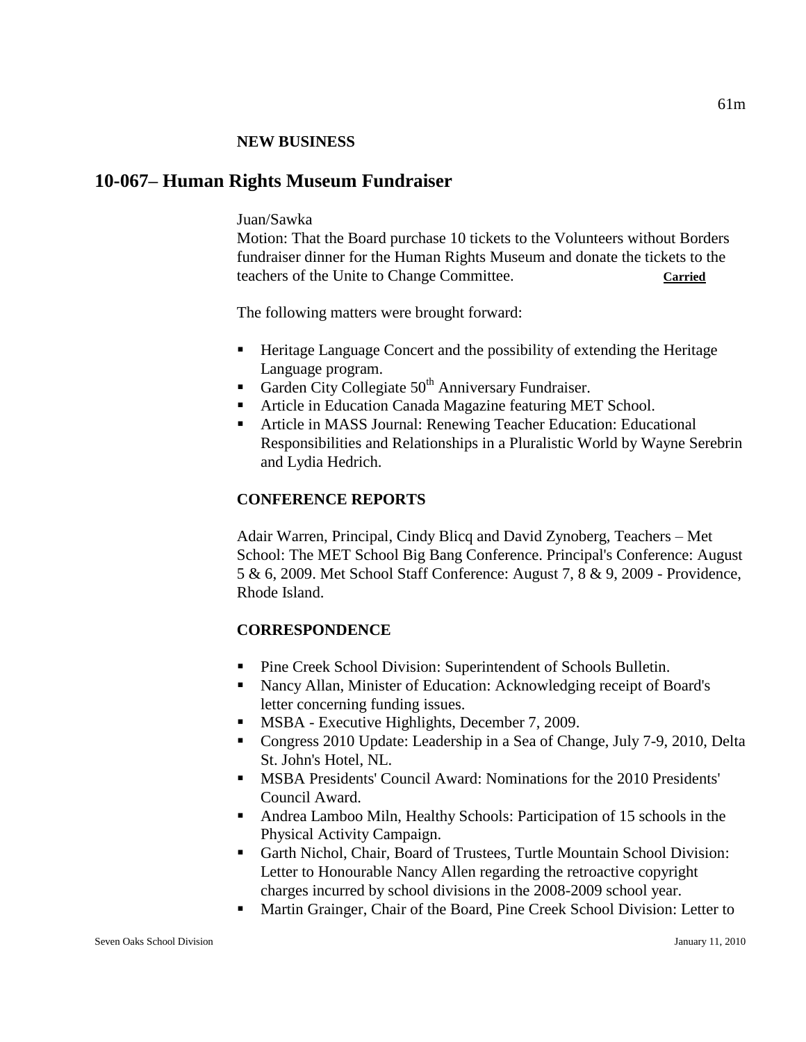**NEW BUSINESS**

## 10-067– Human Rights Museum Fundraiser

Juan/Sawka

Motion: That the Board purchase 10 tickets to the Volunteers without Borders fundraiser dinner for the Human Rights Museum and donate the tickets to the teachers of the Unite to Change Committee. **Carried**

The following matters were brought forward:

- Heritage Language Concert and the possibility of extending the Heritage Language program.
- Garden City Collegiate 50th Anniversary Fundraiser.
- Article in Education Canada Magazine featuring MET School.
- Article in MASS Journal: Renewing Teacher Education: Educational Responsibilities and Relationships in a Pluralistic World by Wayne Serebrin and Lydia Hedrich.

**CONFERENCE REPORTS**

Adair Warren, Principal, Cindy Blicq and David Zynoberg, Teachers – Met School: The MET School Big Bang Conference. Principal's Conference: August 5 & 6, 2009. Met School Staff Conference: August 7, 8 & 9, 2009 - Providence, Rhode Island.

**CORRESPONDENCE**

- Pine Creek School Division: Superintendent of Schools Bulletin.
- Nancy Allan, Minister of Education: Acknowledging receipt of Board's letter concerning funding issues.
- MSBA - Executive Highlights, December 7, 2009.
- Congress 2010 Update: Leadership in a Sea of Change, July 7-9, 2010, Delta St. John's Hotel, NL.
- MSBA Presidents' Council Award: Nominations for the 2010 Presidents' Council Award.
- Andrea Lamboo Miln, Healthy Schools: Participation of 15 schools in the Physical Activity Campaign.
- Garth Nichol, Chair, Board of Trustees, Turtle Mountain School Division: Letter to Honourable Nancy Allen regarding the retroactive copyright charges incurred by school divisions in the 2008-2009 school year.
- Martin Grainger, Chair of the Board, Pine Creek School Division: Letter to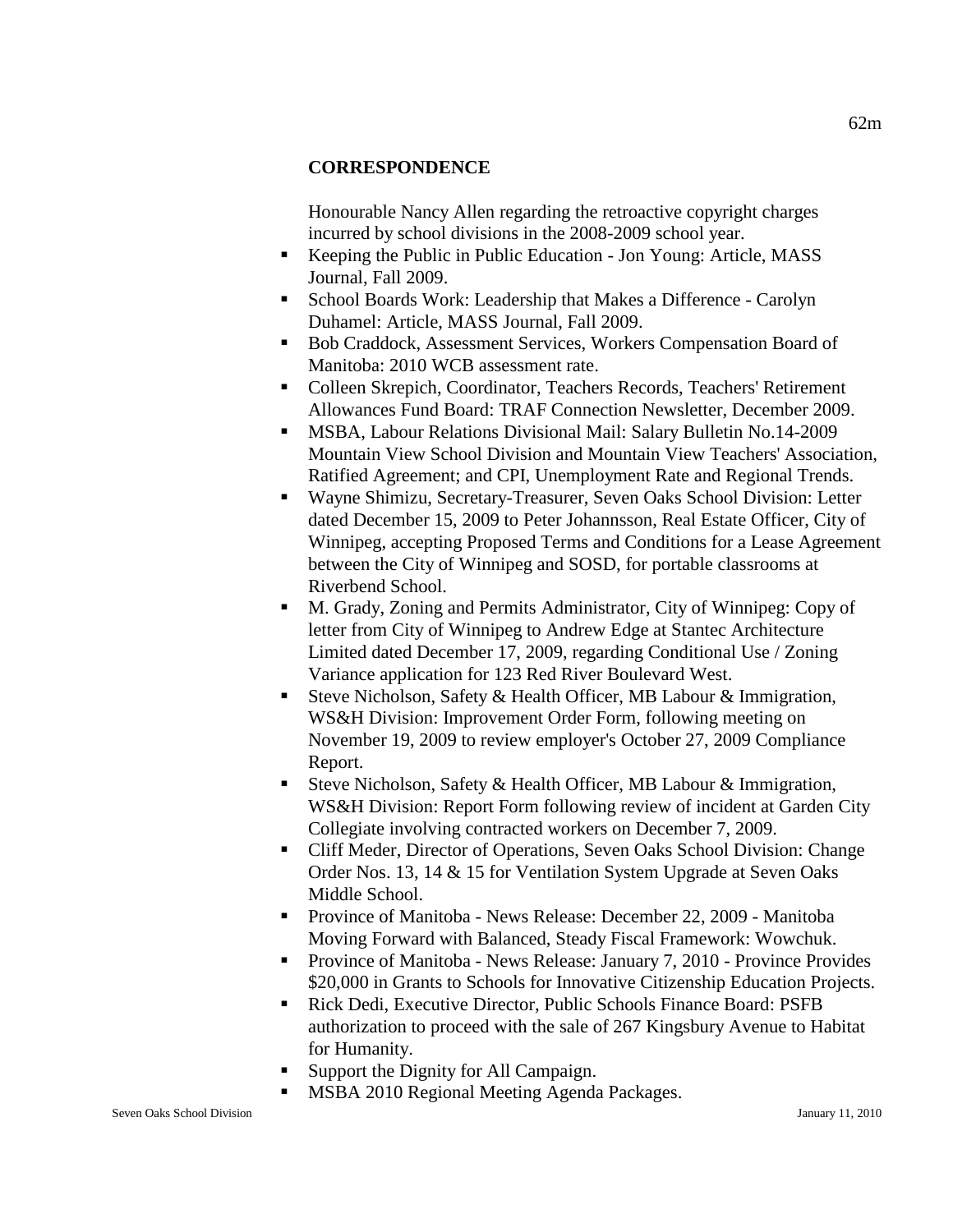## CORRESPONDENCE

Honourable Nancy Allen regarding the retroactive copyright charges incurred by school divisions in the 2008-2009 school year.

- Keeping the Public in Public Education - Jon Young: Article, MASS Journal, Fall 2009.
- School Boards Work: Leadership that Makes a Difference - Carolyn Duhamel: Article, MASS Journal, Fall 2009.
- Bob Craddock, Assessment Services, Workers Compensation Board of Manitoba: 2010 WCB assessment rate.
- Colleen Skrepich, Coordinator, Teachers Records, Teachers' Retirement Allowances Fund Board: TRAF Connection Newsletter, December 2009.
- MSBA, Labour Relations Divisional Mail: Salary Bulletin No.14-2009 Mountain View School Division and Mountain View Teachers' Association, Ratified Agreement; and CPI, Unemployment Rate and Regional Trends.
- Wayne Shimizu, Secretary-Treasurer, Seven Oaks School Division: Letter dated December 15, 2009 to Peter Johannsson, Real Estate Officer, City of Winnipeg, accepting Proposed Terms and Conditions for a Lease Agreement between the City of Winnipeg and SOSD, for portable classrooms at Riverbend School.
- M. Grady, Zoning and Permits Administrator, City of Winnipeg: Copy of letter from City of Winnipeg to Andrew Edge at Stantec Architecture Limited dated December 17, 2009, regarding Conditional Use / Zoning Variance application for 123 Red River Boulevard West.
- Steve Nicholson, Safety & Health Officer, MB Labour & Immigration, WS&H Division: Improvement Order Form, following meeting on November 19, 2009 to review employer's October 27, 2009 Compliance Report.
- Steve Nicholson, Safety & Health Officer, MB Labour & Immigration, WS&H Division: Report Form following review of incident at Garden City Collegiate involving contracted workers on December 7, 2009.
- Cliff Meder, Director of Operations, Seven Oaks School Division: Change Order Nos. 13, 14 & 15 for Ventilation System Upgrade at Seven Oaks Middle School.
- Province of Manitoba - News Release: December 22, 2009 - Manitoba Moving Forward with Balanced, Steady Fiscal Framework: Wowchuk.
- Province of Manitoba - News Release: January 7, 2010 - Province Provides $20,000 in Grants to Schools for Innovative Citizenship Education Projects.
- Rick Dedi, Executive Director, Public Schools Finance Board: PSFB authorization to proceed with the sale of 267 Kingsbury Avenue to Habitat for Humanity.
- Support the Dignity for All Campaign.
- MSBA 2010 Regional Meeting Agenda Packages.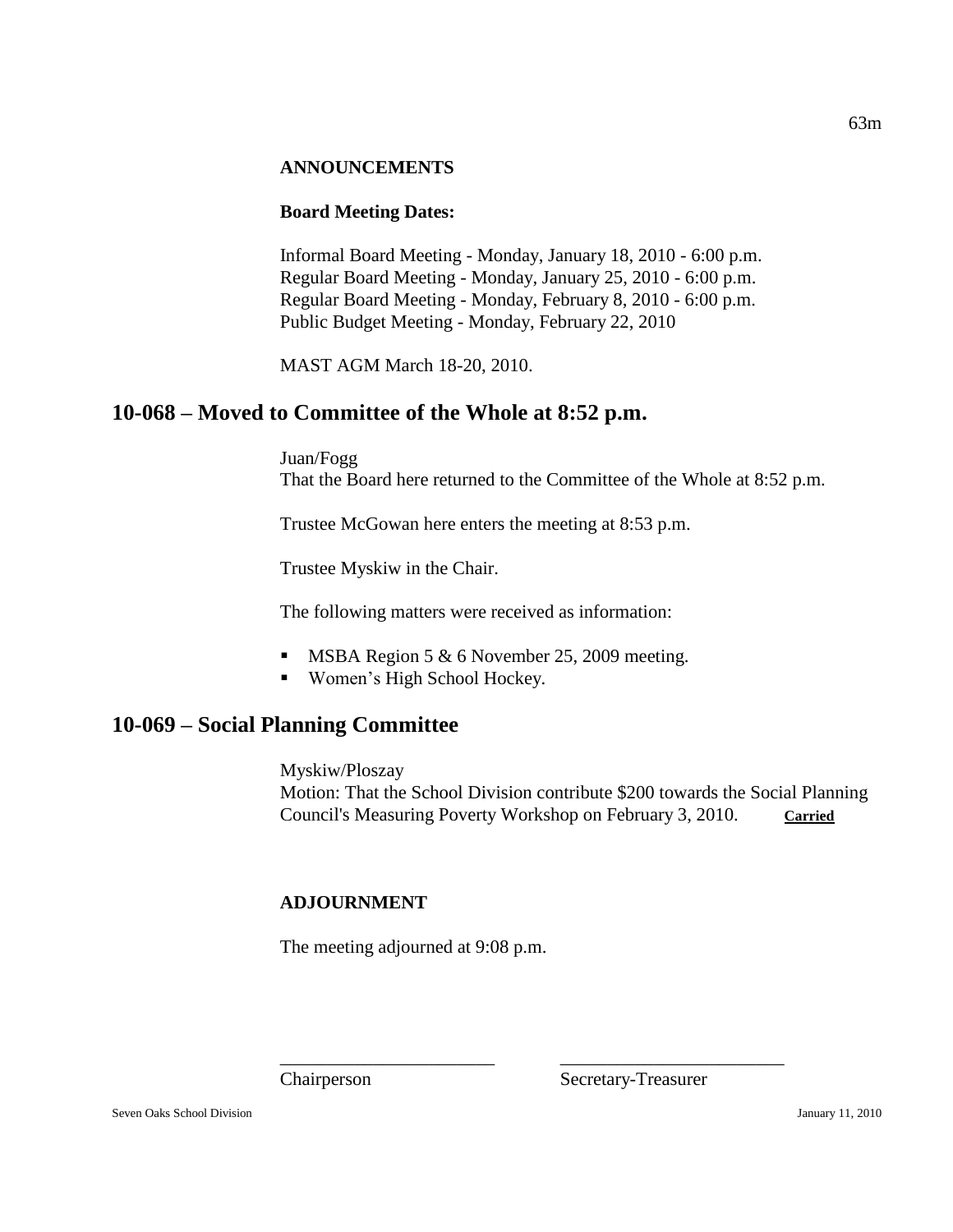**ANNOUNCEMENTS**

**Board Meeting Dates:**

Informal Board Meeting - Monday, January 18, 2010 - 6:00 p.m.
Regular Board Meeting - Monday, January 25, 2010 - 6:00 p.m.
Regular Board Meeting - Monday, February 8, 2010 - 6:00 p.m.
Public Budget Meeting - Monday, February 22, 2010

MAST AGM March 18-20, 2010.

## 10-068 – Moved to Committee of the Whole at 8:52 p.m.

Juan/Fogg
That the Board here returned to the Committee of the Whole at 8:52 p.m.

Trustee McGowan here enters the meeting at 8:53 p.m.

Trustee Myskiw in the Chair.

The following matters were received as information:

- MSBA Region 5 & 6 November 25, 2009 meeting.
- Women's High School Hockey.

## 10-069 – Social Planning Committee

Myskiw/Ploszay
Motion: That the School Division contribute $200 towards the Social Planning Council's Measuring Poverty Workshop on February 3, 2010. **Carried**

**ADJOURNMENT**

The meeting adjourned at 9:08 p.m.

\_\_\_\_\_\_\_\_\_\_\_\_\_\_\_\_\_\_\_\_\_\_\_\_ \_\_\_\_\_\_\_\_\_\_\_\_\_\_\_\_\_\_\_\_\_\_\_\_

Chairperson Secretary-Treasurer